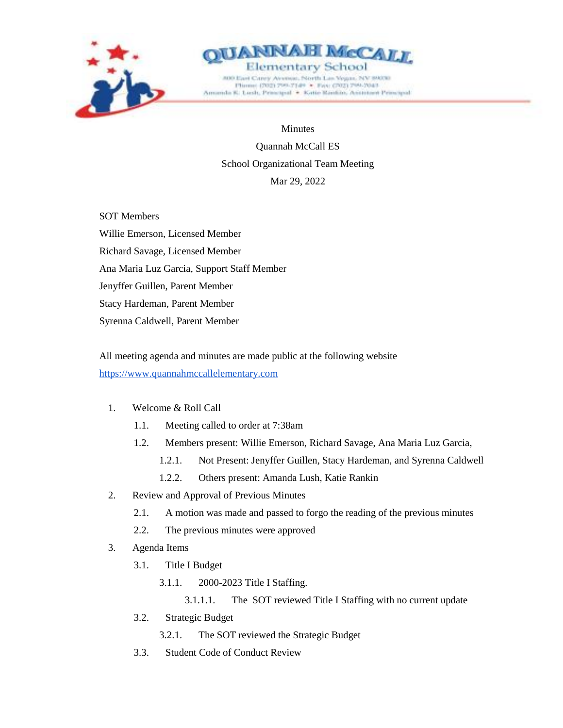# QUANNAH McCALL Elementary School

800 East Carey Avenue, North Las Vegas, NV 89030
Phone: (702) 799-7149 • Fax: (702) 799-7043
Amanda K. Lush, Principal • Katie Rankin, Assistant Principal

Minutes
Quannah McCall ES
School Organizational Team Meeting
Mar 29, 2022

SOT Members
Willie Emerson, Licensed Member
Richard Savage, Licensed Member
Ana Maria Luz Garcia, Support Staff Member
Jenyffer Guillen, Parent Member
Stacy Hardeman, Parent Member
Syrenna Caldwell, Parent Member

All meeting agenda and minutes are made public at the following website
[https://www.quannahmccallelementary.com](https://www.quannahmccallelementary.com)

1. Welcome & Roll Call
   1.1. Meeting called to order at 7:38am
   1.2. Members present: Willie Emerson, Richard Savage, Ana Maria Luz Garcia,
      1.2.1. Not Present: Jenyffer Guillen, Stacy Hardeman, and Syrenna Caldwell
      1.2.2. Others present: Amanda Lush, Katie Rankin
2. Review and Approval of Previous Minutes
   2.1. A motion was made and passed to forgo the reading of the previous minutes
   2.2. The previous minutes were approved
3. Agenda Items
   3.1. Title I Budget
      3.1.1. 2000-2023 Title I Staffing.
         3.1.1.1. The SOT reviewed Title I Staffing with no current update
   3.2. Strategic Budget
      3.2.1. The SOT reviewed the Strategic Budget
   3.3. Student Code of Conduct Review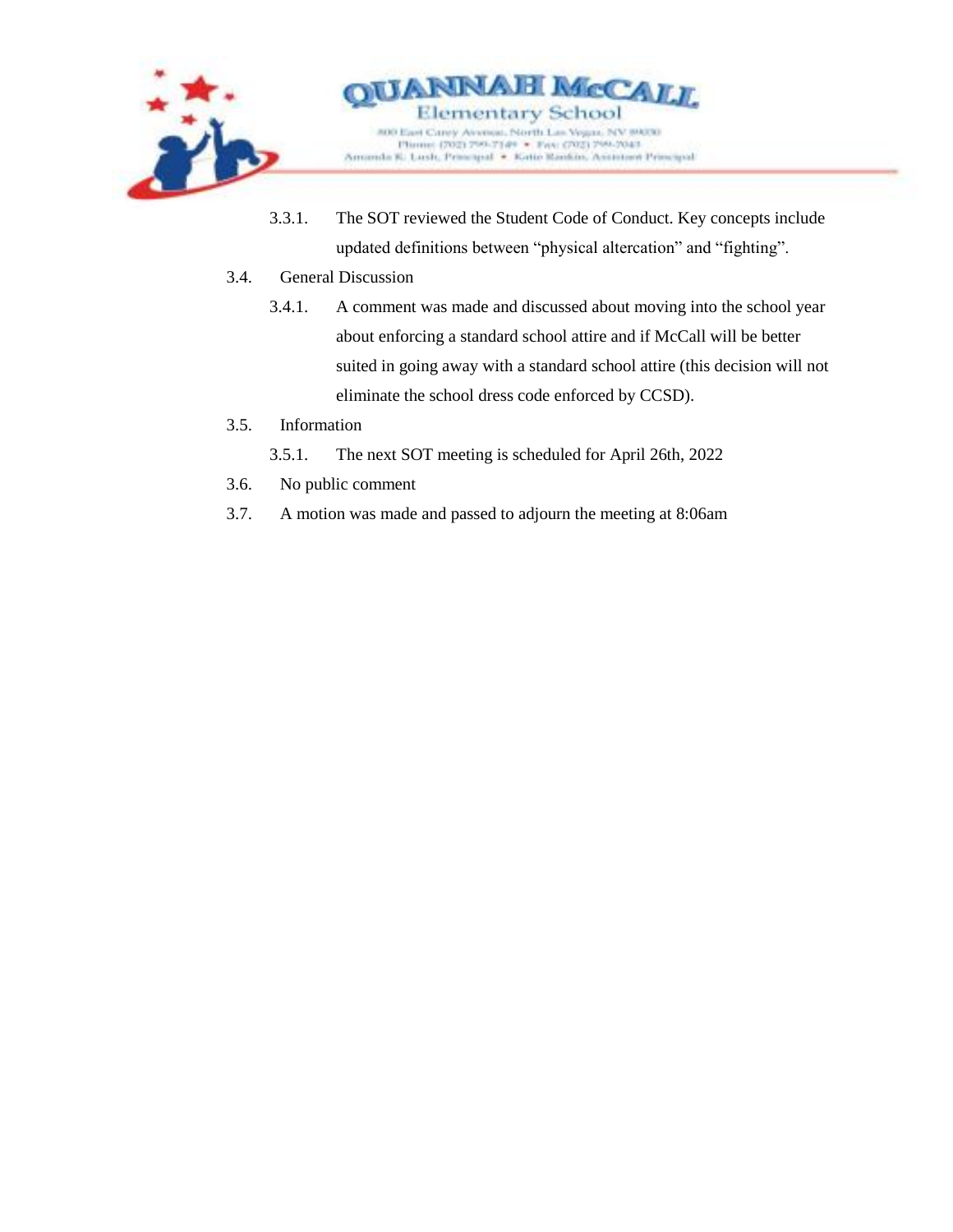- 3.3.1. The SOT reviewed the Student Code of Conduct. Key concepts include updated definitions between "physical altercation" and "fighting".
- 3.4. General Discussion
  - 3.4.1. A comment was made and discussed about moving into the school year about enforcing a standard school attire and if McCall will be better suited in going away with a standard school attire (this decision will not eliminate the school dress code enforced by CCSD).
- 3.5. Information
  - 3.5.1. The next SOT meeting is scheduled for April 26th, 2022
- 3.6. No public comment
- 3.7. A motion was made and passed to adjourn the meeting at 8:06am